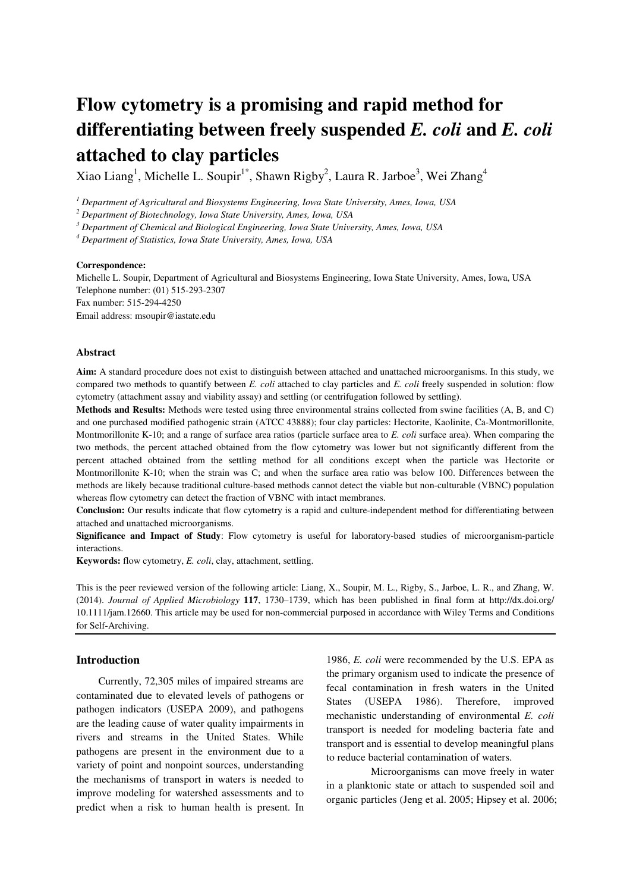# Flow cytometry is a promising and rapid method for differentiating between freely suspended *E. coli* and *E. coli* attached to clay particles

Xiao Liang[1], Michelle L. Soupir[1*], Shawn Rigby[2], Laura R. Jarboe[3], Wei Zhang[4]

*[1] Department of Agricultural and Biosystems Engineering, Iowa State University, Ames, Iowa, USA*

*[2] Department of Biotechnology, Iowa State University, Ames, Iowa, USA*

*[3] Department of Chemical and Biological Engineering, Iowa State University, Ames, Iowa, USA*

*[4] Department of Statistics, Iowa State University, Ames, Iowa, USA*

**Correspondence:**

Michelle L. Soupir, Department of Agricultural and Biosystems Engineering, Iowa State University, Ames, Iowa, USA
Telephone number: (01) 515-293-2307
Fax number: 515-294-4250
Email address: msoupir@iastate.edu

### Abstract

**Aim:** A standard procedure does not exist to distinguish between attached and unattached microorganisms. In this study, we compared two methods to quantify between *E. coli* attached to clay particles and *E. coli* freely suspended in solution: flow cytometry (attachment assay and viability assay) and settling (or centrifugation followed by settling).

**Methods and Results:** Methods were tested using three environmental strains collected from swine facilities (A, B, and C) and one purchased modified pathogenic strain (ATCC 43888); four clay particles: Hectorite, Kaolinite, Ca-Montmorillonite, Montmorillonite K-10; and a range of surface area ratios (particle surface area to *E. coli* surface area). When comparing the two methods, the percent attached obtained from the flow cytometry was lower but not significantly different from the percent attached obtained from the settling method for all conditions except when the particle was Hectorite or Montmorillonite K-10; when the strain was C; and when the surface area ratio was below 100. Differences between the methods are likely because traditional culture-based methods cannot detect the viable but non-culturable (VBNC) population whereas flow cytometry can detect the fraction of VBNC with intact membranes.

**Conclusion:** Our results indicate that flow cytometry is a rapid and culture-independent method for differentiating between attached and unattached microorganisms.

**Significance and Impact of Study**: Flow cytometry is useful for laboratory-based studies of microorganism-particle interactions.

**Keywords:** flow cytometry, *E. coli*, clay, attachment, settling.

This is the peer reviewed version of the following article: Liang, X., Soupir, M. L., Rigby, S., Jarboe, L. R., and Zhang, W. (2014). *Journal of Applied Microbiology* **117**, 1730–1739, which has been published in final form at http://dx.doi.org/10.1111/jam.12660. This article may be used for non-commercial purposed in accordance with Wiley Terms and Conditions for Self-Archiving.

### Introduction

Currently, 72,305 miles of impaired streams are contaminated due to elevated levels of pathogens or pathogen indicators (USEPA 2009), and pathogens are the leading cause of water quality impairments in rivers and streams in the United States. While pathogens are present in the environment due to a variety of point and nonpoint sources, understanding the mechanisms of transport in waters is needed to improve modeling for watershed assessments and to predict when a risk to human health is present. In 1986, *E. coli* were recommended by the U.S. EPA as the primary organism used to indicate the presence of fecal contamination in fresh waters in the United States (USEPA 1986). Therefore, improved mechanistic understanding of environmental *E. coli* transport is needed for modeling bacteria fate and transport and is essential to develop meaningful plans to reduce bacterial contamination of waters.

Microorganisms can move freely in water in a planktonic state or attach to suspended soil and organic particles (Jeng et al. 2005; Hipsey et al. 2006;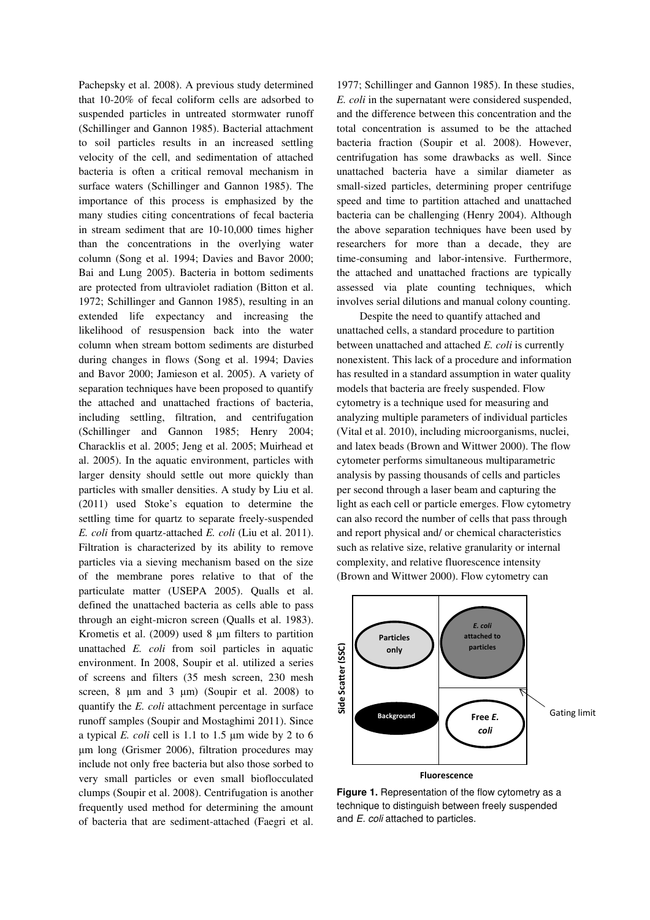Pachepsky et al. 2008). A previous study determined that 10-20% of fecal coliform cells are adsorbed to suspended particles in untreated stormwater runoff (Schillinger and Gannon 1985). Bacterial attachment to soil particles results in an increased settling velocity of the cell, and sedimentation of attached bacteria is often a critical removal mechanism in surface waters (Schillinger and Gannon 1985). The importance of this process is emphasized by the many studies citing concentrations of fecal bacteria in stream sediment that are 10-10,000 times higher than the concentrations in the overlying water column (Song et al. 1994; Davies and Bavor 2000; Bai and Lung 2005). Bacteria in bottom sediments are protected from ultraviolet radiation (Bitton et al. 1972; Schillinger and Gannon 1985), resulting in an extended life expectancy and increasing the likelihood of resuspension back into the water column when stream bottom sediments are disturbed during changes in flows (Song et al. 1994; Davies and Bavor 2000; Jamieson et al. 2005). A variety of separation techniques have been proposed to quantify the attached and unattached fractions of bacteria, including settling, filtration, and centrifugation (Schillinger and Gannon 1985; Henry 2004; Characklis et al. 2005; Jeng et al. 2005; Muirhead et al. 2005). In the aquatic environment, particles with larger density should settle out more quickly than particles with smaller densities. A study by Liu et al. (2011) used Stoke's equation to determine the settling time for quartz to separate freely-suspended *E. coli* from quartz-attached *E. coli* (Liu et al. 2011). Filtration is characterized by its ability to remove particles via a sieving mechanism based on the size of the membrane pores relative to that of the particulate matter (USEPA 2005). Qualls et al. defined the unattached bacteria as cells able to pass through an eight-micron screen (Qualls et al. 1983). Krometis et al. (2009) used 8 µm filters to partition unattached *E. coli* from soil particles in aquatic environment. In 2008, Soupir et al. utilized a series of screens and filters (35 mesh screen, 230 mesh screen, 8 µm and 3 µm) (Soupir et al. 2008) to quantify the *E. coli* attachment percentage in surface runoff samples (Soupir and Mostaghimi 2011). Since a typical *E. coli* cell is 1.1 to 1.5 µm wide by 2 to 6 µm long (Grismer 2006), filtration procedures may include not only free bacteria but also those sorbed to very small particles or even small bioflocculated clumps (Soupir et al. 2008). Centrifugation is another frequently used method for determining the amount of bacteria that are sediment-attached (Faegri et al. 1977; Schillinger and Gannon 1985). In these studies, *E. coli* in the supernatant were considered suspended, and the difference between this concentration and the total concentration is assumed to be the attached bacteria fraction (Soupir et al. 2008). However, centrifugation has some drawbacks as well. Since unattached bacteria have a similar diameter as small-sized particles, determining proper centrifuge speed and time to partition attached and unattached bacteria can be challenging (Henry 2004). Although the above separation techniques have been used by researchers for more than a decade, they are time-consuming and labor-intensive. Furthermore, the attached and unattached fractions are typically assessed via plate counting techniques, which involves serial dilutions and manual colony counting.

Despite the need to quantify attached and unattached cells, a standard procedure to partition between unattached and attached *E. coli* is currently nonexistent. This lack of a procedure and information has resulted in a standard assumption in water quality models that bacteria are freely suspended. Flow cytometry is a technique used for measuring and analyzing multiple parameters of individual particles (Vital et al. 2010), including microorganisms, nuclei, and latex beads (Brown and Wittwer 2000). The flow cytometer performs simultaneous multiparametric analysis by passing thousands of cells and particles per second through a laser beam and capturing the light as each cell or particle emerges. Flow cytometry can also record the number of cells that pass through and report physical and/ or chemical characteristics such as relative size, relative granularity or internal complexity, and relative fluorescence intensity (Brown and Wittwer 2000). Flow cytometry can

**Figure 1.** Representation of the flow cytometry as a technique to distinguish between freely suspended and *E. coli* attached to particles.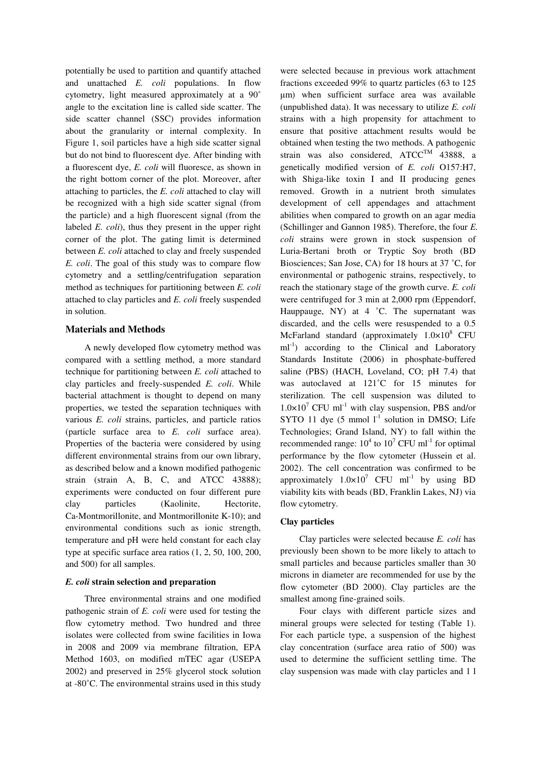potentially be used to partition and quantify attached and unattached *E. coli* populations. In flow cytometry, light measured approximately at a 90˚ angle to the excitation line is called side scatter. The side scatter channel (SSC) provides information about the granularity or internal complexity. In Figure 1, soil particles have a high side scatter signal but do not bind to fluorescent dye. After binding with a fluorescent dye, *E. coli* will fluoresce, as shown in the right bottom corner of the plot. Moreover, after attaching to particles, the *E. coli* attached to clay will be recognized with a high side scatter signal (from the particle) and a high fluorescent signal (from the labeled *E. coli*), thus they present in the upper right corner of the plot. The gating limit is determined between *E. coli* attached to clay and freely suspended *E. coli*. The goal of this study was to compare flow cytometry and a settling/centrifugation separation method as techniques for partitioning between *E. coli* attached to clay particles and *E. coli* freely suspended in solution.

## Materials and Methods

A newly developed flow cytometry method was compared with a settling method, a more standard technique for partitioning between *E. coli* attached to clay particles and freely-suspended *E. coli*. While bacterial attachment is thought to depend on many properties, we tested the separation techniques with various *E. coli* strains, particles, and particle ratios (particle surface area to *E. coli* surface area). Properties of the bacteria were considered by using different environmental strains from our own library, as described below and a known modified pathogenic strain (strain A, B, C, and ATCC 43888); experiments were conducted on four different pure clay particles (Kaolinite, Hectorite, Ca-Montmorillonite, and Montmorillonite K-10); and environmental conditions such as ionic strength, temperature and pH were held constant for each clay type at specific surface area ratios (1, 2, 50, 100, 200, and 500) for all samples.

### *E. coli* strain selection and preparation

Three environmental strains and one modified pathogenic strain of *E. coli* were used for testing the flow cytometry method. Two hundred and three isolates were collected from swine facilities in Iowa in 2008 and 2009 via membrane filtration, EPA Method 1603, on modified mTEC agar (USEPA 2002) and preserved in 25% glycerol stock solution at -80˚C. The environmental strains used in this study were selected because in previous work attachment fractions exceeded 99% to quartz particles (63 to 125 μm) when sufficient surface area was available (unpublished data). It was necessary to utilize *E. coli* strains with a high propensity for attachment to ensure that positive attachment results would be obtained when testing the two methods. A pathogenic strain was also considered, ATCC™ 43888, a genetically modified version of *E. coli* O157:H7, with Shiga-like toxin I and II producing genes removed. Growth in a nutrient broth simulates development of cell appendages and attachment abilities when compared to growth on an agar media (Schillinger and Gannon 1985). Therefore, the four *E. coli* strains were grown in stock suspension of Luria-Bertani broth or Tryptic Soy broth (BD Biosciences; San Jose, CA) for 18 hours at 37 ˚C, for environmental or pathogenic strains, respectively, to reach the stationary stage of the growth curve. *E. coli* were centrifuged for 3 min at 2,000 rpm (Eppendorf, Hauppauge, NY) at 4 ˚C. The supernatant was discarded, and the cells were resuspended to a 0.5 McFarland standard (approximately $1.0\times10^{8}$ CFU $ml^{-1}$) according to the Clinical and Laboratory Standards Institute (2006) in phosphate-buffered saline (PBS) (HACH, Loveland, CO; pH 7.4) that was autoclaved at 121˚C for 15 minutes for sterilization. The cell suspension was diluted to $1.0\times10^{7}$ CFU $ml^{-1}$ with clay suspension, PBS and/or SYTO 11 dye (5 mmol $l^{-1}$ solution in DMSO; Life Technologies; Grand Island, NY) to fall within the recommended range: $10^{4}$ to $10^{7}$ CFU $ml^{-1}$ for optimal performance by the flow cytometer (Hussein et al. 2002). The cell concentration was confirmed to be approximately $1.0\times10^{7}$ CFU $ml^{-1}$ by using BD viability kits with beads (BD, Franklin Lakes, NJ) via flow cytometry.

### Clay particles

Clay particles were selected because *E. coli* has previously been shown to be more likely to attach to small particles and because particles smaller than 30 microns in diameter are recommended for use by the flow cytometer (BD 2000). Clay particles are the smallest among fine-grained soils.

Four clays with different particle sizes and mineral groups were selected for testing (Table 1). For each particle type, a suspension of the highest clay concentration (surface area ratio of 500) was used to determine the sufficient settling time. The clay suspension was made with clay particles and 1 l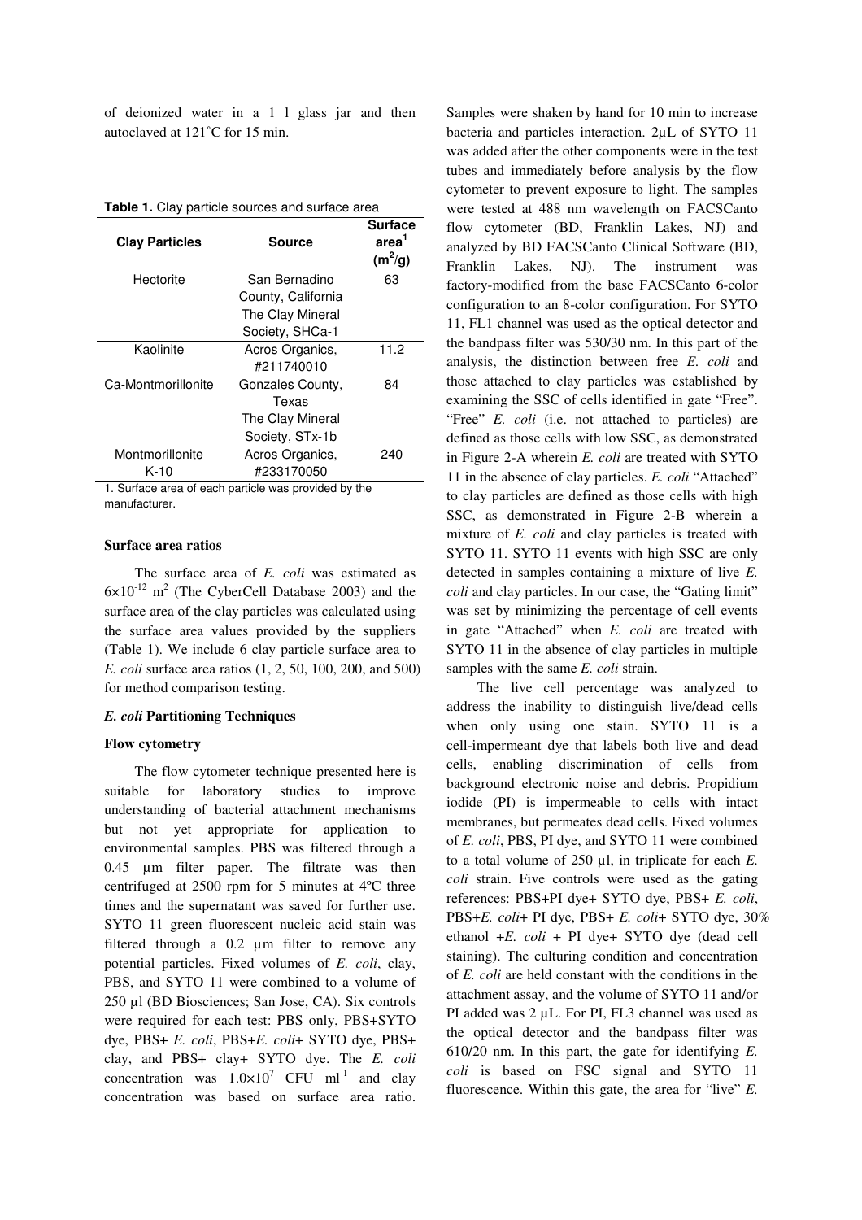of deionized water in a 1 l glass jar and then autoclaved at 121˚C for 15 min.

**Table 1.** Clay particle sources and surface area

| Clay Particles | Source | Surface area[1] ($m^2/g$) |
|---|---|---|
| Hectorite | San Bernadino County, California The Clay Mineral Society, SHCa-1 | 63 |
| Kaolinite | Acros Organics, #211740010 | 11.2 |
| Ca-Montmorillonite | Gonzales County, Texas The Clay Mineral Society, STx-1b | 84 |
| Montmorillonite K-10 | Acros Organics, #233170050 | 240 |

1. Surface area of each particle was provided by the manufacturer.

**Surface area ratios**

The surface area of *E. coli* was estimated as $6\times10^{-12}$ $m^2$ (The CyberCell Database 2003) and the surface area of the clay particles was calculated using the surface area values provided by the suppliers (Table 1). We include 6 clay particle surface area to *E. coli* surface area ratios (1, 2, 50, 100, 200, and 500) for method comparison testing.

***E. coli*** **Partitioning Techniques**

**Flow cytometry**

The flow cytometer technique presented here is suitable for laboratory studies to improve understanding of bacterial attachment mechanisms but not yet appropriate for application to environmental samples. PBS was filtered through a 0.45 µm filter paper. The filtrate was then centrifuged at 2500 rpm for 5 minutes at 4ºC three times and the supernatant was saved for further use. SYTO 11 green fluorescent nucleic acid stain was filtered through a 0.2 µm filter to remove any potential particles. Fixed volumes of *E. coli*, clay, PBS, and SYTO 11 were combined to a volume of 250 µl (BD Biosciences; San Jose, CA). Six controls were required for each test: PBS only, PBS+SYTO dye, PBS+ *E. coli*, PBS+*E. coli*+ SYTO dye, PBS+ clay, and PBS+ clay+ SYTO dye. The *E. coli* concentration was $1.0\times10^7$ CFU $ml^{-1}$ and clay concentration was based on surface area ratio. Samples were shaken by hand for 10 min to increase bacteria and particles interaction. 2µL of SYTO 11 was added after the other components were in the test tubes and immediately before analysis by the flow cytometer to prevent exposure to light. The samples were tested at 488 nm wavelength on FACSCanto flow cytometer (BD, Franklin Lakes, NJ) and analyzed by BD FACSCanto Clinical Software (BD, Franklin Lakes, NJ). The instrument was factory-modified from the base FACSCanto 6-color configuration to an 8-color configuration. For SYTO 11, FL1 channel was used as the optical detector and the bandpass filter was 530/30 nm. In this part of the analysis, the distinction between free *E. coli* and those attached to clay particles was established by examining the SSC of cells identified in gate "Free". "Free" *E. coli* (i.e. not attached to particles) are defined as those cells with low SSC, as demonstrated in Figure 2-A wherein *E. coli* are treated with SYTO 11 in the absence of clay particles. *E. coli* "Attached" to clay particles are defined as those cells with high SSC, as demonstrated in Figure 2-B wherein a mixture of *E. coli* and clay particles is treated with SYTO 11. SYTO 11 events with high SSC are only detected in samples containing a mixture of live *E. coli* and clay particles. In our case, the "Gating limit" was set by minimizing the percentage of cell events in gate "Attached" when *E. coli* are treated with SYTO 11 in the absence of clay particles in multiple samples with the same *E. coli* strain.

The live cell percentage was analyzed to address the inability to distinguish live/dead cells when only using one stain. SYTO 11 is a cell-impermeant dye that labels both live and dead cells, enabling discrimination of cells from background electronic noise and debris. Propidium iodide (PI) is impermeable to cells with intact membranes, but permeates dead cells. Fixed volumes of *E. coli*, PBS, PI dye, and SYTO 11 were combined to a total volume of 250 µl, in triplicate for each *E. coli* strain. Five controls were used as the gating references: PBS+PI dye+ SYTO dye, PBS+ *E. coli*, PBS+*E. coli*+ PI dye, PBS+ *E. coli*+ SYTO dye, 30% ethanol +*E. coli* + PI dye+ SYTO dye (dead cell staining). The culturing condition and concentration of *E. coli* are held constant with the conditions in the attachment assay, and the volume of SYTO 11 and/or PI added was 2 µL. For PI, FL3 channel was used as the optical detector and the bandpass filter was 610/20 nm. In this part, the gate for identifying *E. coli* is based on FSC signal and SYTO 11 fluorescence. Within this gate, the area for "live" *E.*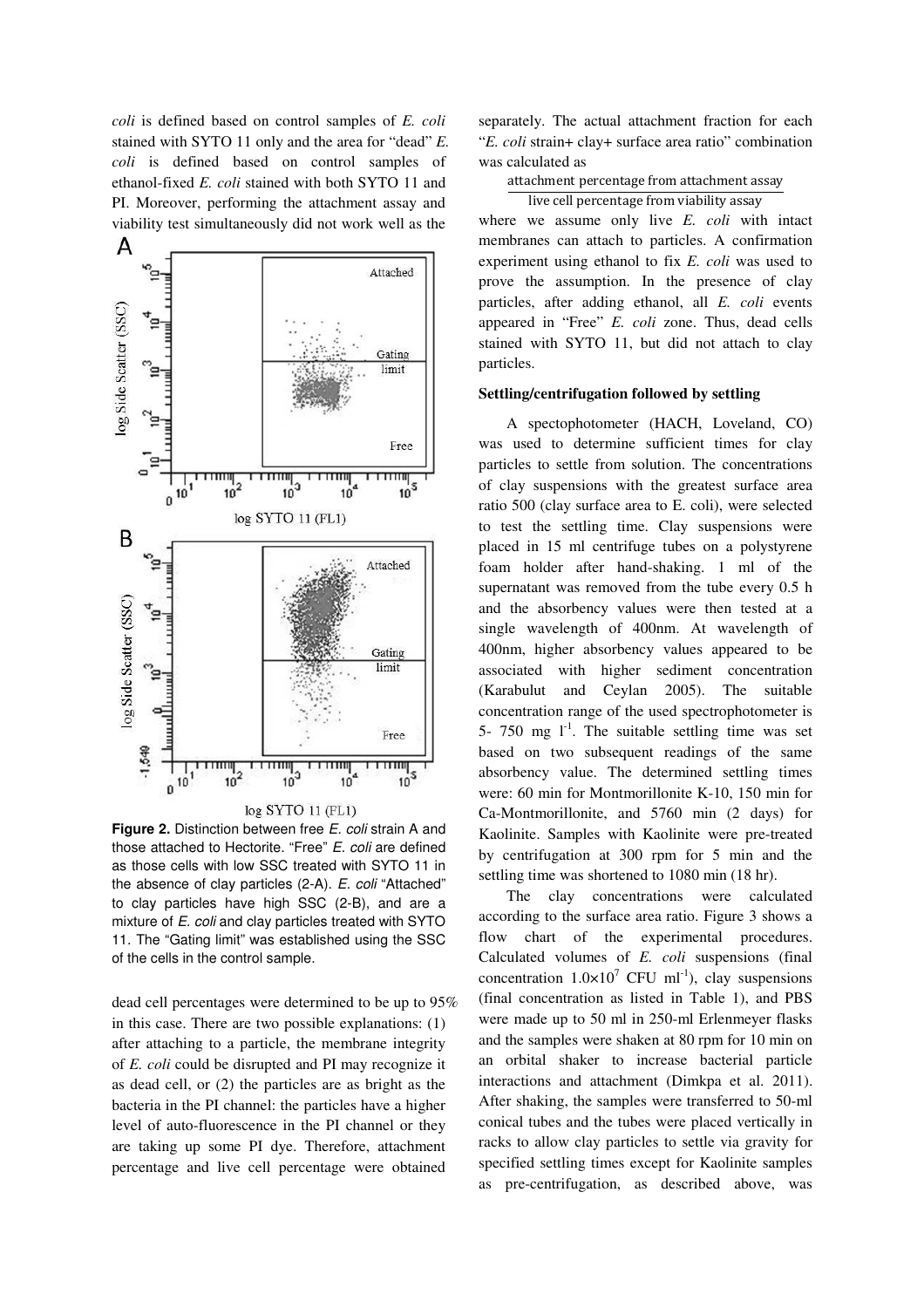*coli* is defined based on control samples of *E. coli* stained with SYTO 11 only and the area for "dead" *E. coli* is defined based on control samples of ethanol-fixed *E. coli* stained with both SYTO 11 and PI. Moreover, performing the attachment assay and viability test simultaneously did not work well as the dead cell percentages were determined to be up to 95% in this case. There are two possible explanations: (1) after attaching to a particle, the membrane integrity of *E. coli* could be disrupted and PI may recognize it as dead cell, or (2) the particles are as bright as the bacteria in the PI channel: the particles have a higher level of auto-fluorescence in the PI channel or they are taking up some PI dye. Therefore, attachment percentage and live cell percentage were obtained separately. The actual attachment fraction for each "*E. coli* strain+ clay+ surface area ratio" combination was calculated as

$$\frac{\text{attachment percentage from attachment assay}}{\text{live cell percentage from viability assay}}$$

where we assume only live *E. coli* with intact membranes can attach to particles. A confirmation experiment using ethanol to fix *E. coli* was used to prove the assumption. In the presence of clay particles, after adding ethanol, all *E. coli* events appeared in "Free" *E. coli* zone. Thus, dead cells stained with SYTO 11, but did not attach to clay particles.

**Figure 2.** Distinction between free *E. coli* strain A and those attached to Hectorite. "Free" *E. coli* are defined as those cells with low SSC treated with SYTO 11 in the absence of clay particles (2-A). *E. coli* "Attached" to clay particles have high SSC (2-B), and are a mixture of *E. coli* and clay particles treated with SYTO 11. The "Gating limit" was established using the SSC of the cells in the control sample.

**Settling/centrifugation followed by settling**

A spectophotometer (HACH, Loveland, CO) was used to determine sufficient times for clay particles to settle from solution. The concentrations of clay suspensions with the greatest surface area ratio 500 (clay surface area to E. coli), were selected to test the settling time. Clay suspensions were placed in 15 ml centrifuge tubes on a polystyrene foam holder after hand-shaking. 1 ml of the supernatant was removed from the tube every 0.5 h and the absorbency values were then tested at a single wavelength of 400nm. At wavelength of 400nm, higher absorbency values appeared to be associated with higher sediment concentration (Karabulut and Ceylan 2005). The suitable concentration range of the used spectrophotometer is 5- 750 mg $l^{-1}$. The suitable settling time was set based on two subsequent readings of the same absorbency value. The determined settling times were: 60 min for Montmorillonite K-10, 150 min for Ca-Montmorillonite, and 5760 min (2 days) for Kaolinite. Samples with Kaolinite were pre-treated by centrifugation at 300 rpm for 5 min and the settling time was shortened to 1080 min (18 hr).

The clay concentrations were calculated according to the surface area ratio. Figure 3 shows a flow chart of the experimental procedures. Calculated volumes of *E. coli* suspensions (final concentration $1.0\times10^7$ CFU $ml^{-1}$), clay suspensions (final concentration as listed in Table 1), and PBS were made up to 50 ml in 250-ml Erlenmeyer flasks and the samples were shaken at 80 rpm for 10 min on an orbital shaker to increase bacterial particle interactions and attachment (Dimkpa et al. 2011). After shaking, the samples were transferred to 50-ml conical tubes and the tubes were placed vertically in racks to allow clay particles to settle via gravity for specified settling times except for Kaolinite samples as pre-centrifugation, as described above, was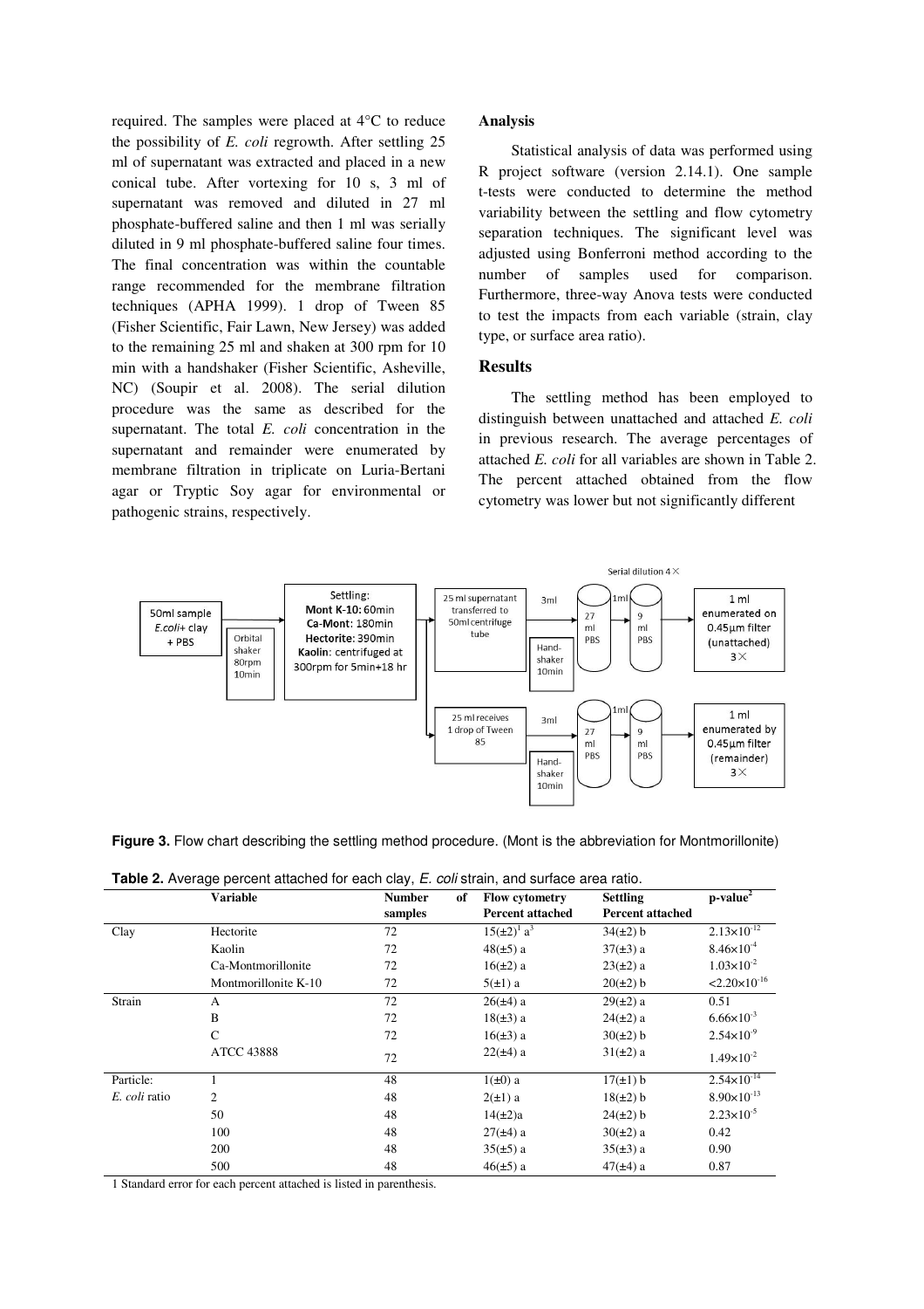required. The samples were placed at 4°C to reduce the possibility of *E. coli* regrowth. After settling 25 ml of supernatant was extracted and placed in a new conical tube. After vortexing for 10 s, 3 ml of supernatant was removed and diluted in 27 ml phosphate-buffered saline and then 1 ml was serially diluted in 9 ml phosphate-buffered saline four times. The final concentration was within the countable range recommended for the membrane filtration techniques (APHA 1999). 1 drop of Tween 85 (Fisher Scientific, Fair Lawn, New Jersey) was added to the remaining 25 ml and shaken at 300 rpm for 10 min with a handshaker (Fisher Scientific, Asheville, NC) (Soupir et al. 2008). The serial dilution procedure was the same as described for the supernatant. The total *E. coli* concentration in the supernatant and remainder were enumerated by membrane filtration in triplicate on Luria-Bertani agar or Tryptic Soy agar for environmental or pathogenic strains, respectively.

## Analysis

Statistical analysis of data was performed using R project software (version 2.14.1). One sample t-tests were conducted to determine the method variability between the settling and flow cytometry separation techniques. The significant level was adjusted using Bonferroni method according to the number of samples used for comparison. Furthermore, three-way Anova tests were conducted to test the impacts from each variable (strain, clay type, or surface area ratio).

## Results

The settling method has been employed to distinguish between unattached and attached *E. coli* in previous research. The average percentages of attached *E. coli* for all variables are shown in Table 2. The percent attached obtained from the flow cytometry was lower but not significantly different

**Figure 3.** Flow chart describing the settling method procedure. (Mont is the abbreviation for Montmorillonite)

**Table 2.** Average percent attached for each clay, *E. coli* strain, and surface area ratio.

| | Variable | Number of samples | Flow cytometry Percent attached | Settling Percent attached | p-value[2] |
|---|---|---|---|---|---|
| Clay | Hectorite | 72 | 15(±2)[1] a[3] | 34(±2) b | $2.13\times10^{-12}$ |
| | Kaolin | 72 | 48(±5) a | 37(±3) a | $8.46\times10^{-4}$ |
| | Ca-Montmorillonite | 72 | 16(±2) a | 23(±2) a | $1.03\times10^{-2}$ |
| | Montmorillonite K-10 | 72 | 5(±1) a | 20(±2) b | $<2.20\times10^{-16}$ |
| Strain | A | 72 | 26(±4) a | 29(±2) a | 0.51 |
| | B | 72 | 18(±3) a | 24(±2) a | $6.66\times10^{-3}$ |
| | C | 72 | 16(±3) a | 30(±2) b | $2.54\times10^{-9}$ |
| | ATCC 43888 | 72 | 22(±4) a | 31(±2) a | $1.49\times10^{-2}$ |
| Particle: *E. coli* ratio | 1 | 48 | 1(±0) a | 17(±1) b | $2.54\times10^{-14}$ |
| | 2 | 48 | 2(±1) a | 18(±2) b | $8.90\times10^{-13}$ |
| | 50 | 48 | 14(±2)a | 24(±2) b | $2.23\times10^{-5}$ |
| | 100 | 48 | 27(±4) a | 30(±2) a | 0.42 |
| | 200 | 48 | 35(±5) a | 35(±3) a | 0.90 |
| | 500 | 48 | 46(±5) a | 47(±4) a | 0.87 |

1 Standard error for each percent attached is listed in parenthesis.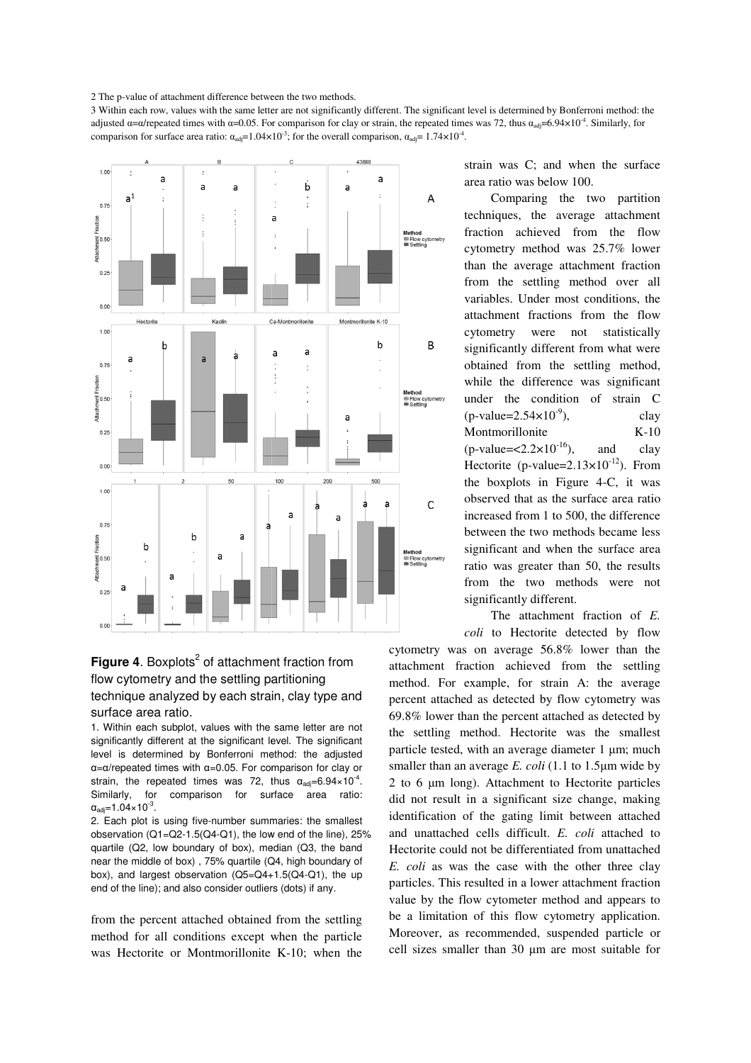2 The p-value of attachment difference between the two methods.

3 Within each row, values with the same letter are not significantly different. The significant level is determined by Bonferroni method: the adjusted $\alpha=\alpha$/repeated times with $\alpha=0.05$. For comparison for clay or strain, the repeated times was 72, thus $\alpha_{adj}=6.94\times10^{-4}$. Similarly, for comparison for surface area ratio: $\alpha_{adj}=1.04\times10^{-3}$; for the overall comparison, $\alpha_{adj}=1.74\times10^{-4}$.

**Figure 4**. Boxplots[2] of attachment fraction from flow cytometry and the settling partitioning technique analyzed by each strain, clay type and surface area ratio.

1. Within each subplot, values with the same letter are not significantly different at the significant level. The significant level is determined by Bonferroni method: the adjusted $\alpha=\alpha$/repeated times with $\alpha=0.05$. For comparison for clay or strain, the repeated times was 72, thus $\alpha_{adj}=6.94\times10^{-4}$. Similarly, for comparison for surface area ratio: $\alpha_{adj}=1.04\times10^{-3}$.

2. Each plot is using five-number summaries: the smallest observation (Q1=Q2-1.5(Q4-Q1), the low end of the line), 25% quartile (Q2, low boundary of box), median (Q3, the band near the middle of box) , 75% quartile (Q4, high boundary of box), and largest observation (Q5=Q4+1.5(Q4-Q1), the up end of the line); and also consider outliers (dots) if any.

from the percent attached obtained from the settling method for all conditions except when the particle was Hectorite or Montmorillonite K-10; when the strain was C; and when the surface area ratio was below 100.

Comparing the two partition techniques, the average attachment fraction achieved from the flow cytometry method was 25.7% lower than the average attachment fraction from the settling method over all variables. Under most conditions, the attachment fractions from the flow cytometry were not statistically significantly different from what were obtained from the settling method, while the difference was significant under the condition of strain C (p-value=$2.54\times10^{-9}$), clay Montmorillonite K-10 (p-value=$<2.2\times10^{-16}$), and clay Hectorite (p-value=$2.13\times10^{-12}$). From the boxplots in Figure 4-C, it was observed that as the surface area ratio increased from 1 to 500, the difference between the two methods became less significant and when the surface area ratio was greater than 50, the results from the two methods were not significantly different.

The attachment fraction of *E. coli* to Hectorite detected by flow cytometry was on average 56.8% lower than the attachment fraction achieved from the settling method. For example, for strain A: the average percent attached as detected by flow cytometry was 69.8% lower than the percent attached as detected by the settling method. Hectorite was the smallest particle tested, with an average diameter 1 μm; much smaller than an average *E. coli* (1.1 to 1.5μm wide by 2 to 6 μm long). Attachment to Hectorite particles did not result in a significant size change, making identification of the gating limit between attached and unattached cells difficult. *E. coli* attached to Hectorite could not be differentiated from unattached *E. coli* as was the case with the other three clay particles. This resulted in a lower attachment fraction value by the flow cytometer method and appears to be a limitation of this flow cytometry application. Moreover, as recommended, suspended particle or cell sizes smaller than 30 μm are most suitable for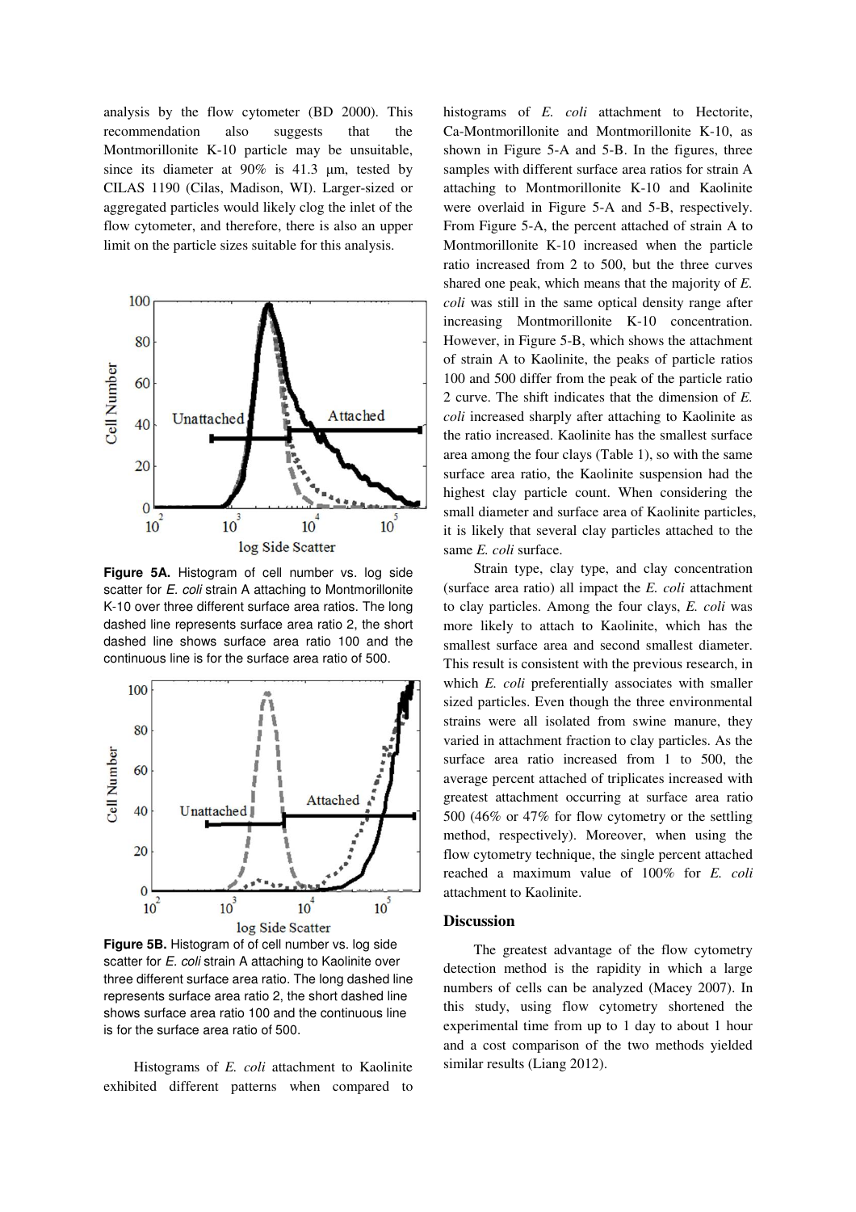analysis by the flow cytometer (BD 2000). This recommendation also suggests that the Montmorillonite K-10 particle may be unsuitable, since its diameter at 90% is 41.3 µm, tested by CILAS 1190 (Cilas, Madison, WI). Larger-sized or aggregated particles would likely clog the inlet of the flow cytometer, and therefore, there is also an upper limit on the particle sizes suitable for this analysis.

**Figure 5A.** Histogram of cell number vs. log side scatter for *E. coli* strain A attaching to Montmorillonite K-10 over three different surface area ratios. The long dashed line represents surface area ratio 2, the short dashed line shows surface area ratio 100 and the continuous line is for the surface area ratio of 500.

**Figure 5B.** Histogram of of cell number vs. log side scatter for *E. coli* strain A attaching to Kaolinite over three different surface area ratio. The long dashed line represents surface area ratio 2, the short dashed line shows surface area ratio 100 and the continuous line is for the surface area ratio of 500.

Histograms of *E. coli* attachment to Kaolinite exhibited different patterns when compared to histograms of *E. coli* attachment to Hectorite, Ca-Montmorillonite and Montmorillonite K-10, as shown in Figure 5-A and 5-B. In the figures, three samples with different surface area ratios for strain A attaching to Montmorillonite K-10 and Kaolinite were overlaid in Figure 5-A and 5-B, respectively. From Figure 5-A, the percent attached of strain A to Montmorillonite K-10 increased when the particle ratio increased from 2 to 500, but the three curves shared one peak, which means that the majority of *E. coli* was still in the same optical density range after increasing Montmorillonite K-10 concentration. However, in Figure 5-B, which shows the attachment of strain A to Kaolinite, the peaks of particle ratios 100 and 500 differ from the peak of the particle ratio 2 curve. The shift indicates that the dimension of *E. coli* increased sharply after attaching to Kaolinite as the ratio increased. Kaolinite has the smallest surface area among the four clays (Table 1), so with the same surface area ratio, the Kaolinite suspension had the highest clay particle count. When considering the small diameter and surface area of Kaolinite particles, it is likely that several clay particles attached to the same *E. coli* surface.

Strain type, clay type, and clay concentration (surface area ratio) all impact the *E. coli* attachment to clay particles. Among the four clays, *E. coli* was more likely to attach to Kaolinite, which has the smallest surface area and second smallest diameter. This result is consistent with the previous research, in which *E. coli* preferentially associates with smaller sized particles. Even though the three environmental strains were all isolated from swine manure, they varied in attachment fraction to clay particles. As the surface area ratio increased from 1 to 500, the average percent attached of triplicates increased with greatest attachment occurring at surface area ratio 500 (46% or 47% for flow cytometry or the settling method, respectively). Moreover, when using the flow cytometry technique, the single percent attached reached a maximum value of 100% for *E. coli* attachment to Kaolinite.

## Discussion

The greatest advantage of the flow cytometry detection method is the rapidity in which a large numbers of cells can be analyzed (Macey 2007). In this study, using flow cytometry shortened the experimental time from up to 1 day to about 1 hour and a cost comparison of the two methods yielded similar results (Liang 2012).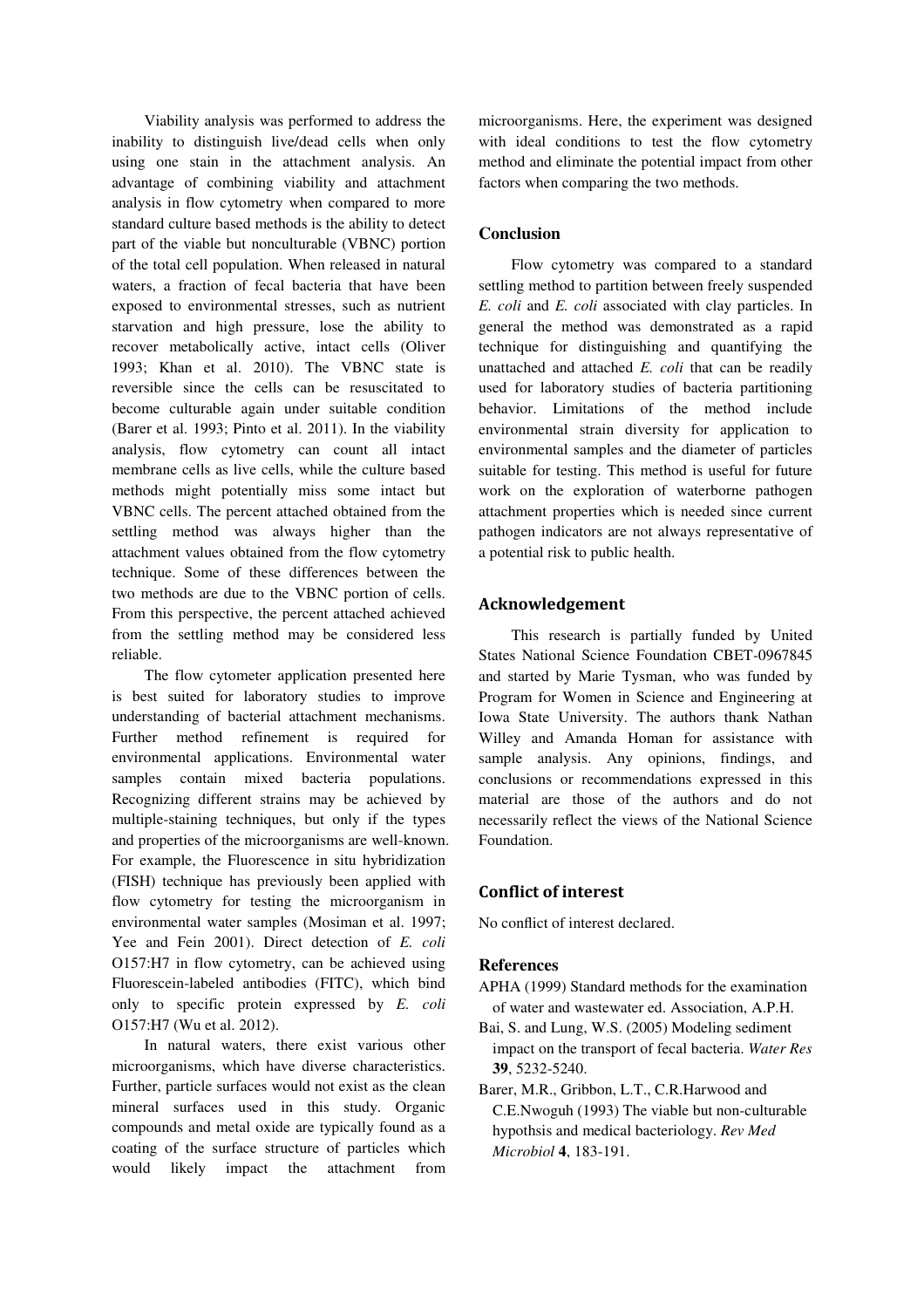Viability analysis was performed to address the inability to distinguish live/dead cells when only using one stain in the attachment analysis. An advantage of combining viability and attachment analysis in flow cytometry when compared to more standard culture based methods is the ability to detect part of the viable but nonculturable (VBNC) portion of the total cell population. When released in natural waters, a fraction of fecal bacteria that have been exposed to environmental stresses, such as nutrient starvation and high pressure, lose the ability to recover metabolically active, intact cells (Oliver 1993; Khan et al. 2010). The VBNC state is reversible since the cells can be resuscitated to become culturable again under suitable condition (Barer et al. 1993; Pinto et al. 2011). In the viability analysis, flow cytometry can count all intact membrane cells as live cells, while the culture based methods might potentially miss some intact but VBNC cells. The percent attached obtained from the settling method was always higher than the attachment values obtained from the flow cytometry technique. Some of these differences between the two methods are due to the VBNC portion of cells. From this perspective, the percent attached achieved from the settling method may be considered less reliable.

The flow cytometer application presented here is best suited for laboratory studies to improve understanding of bacterial attachment mechanisms. Further method refinement is required for environmental applications. Environmental water samples contain mixed bacteria populations. Recognizing different strains may be achieved by multiple-staining techniques, but only if the types and properties of the microorganisms are well-known. For example, the Fluorescence in situ hybridization (FISH) technique has previously been applied with flow cytometry for testing the microorganism in environmental water samples (Mosiman et al. 1997; Yee and Fein 2001). Direct detection of *E. coli* O157:H7 in flow cytometry, can be achieved using Fluorescein-labeled antibodies (FITC), which bind only to specific protein expressed by *E. coli* O157:H7 (Wu et al. 2012).

In natural waters, there exist various other microorganisms, which have diverse characteristics. Further, particle surfaces would not exist as the clean mineral surfaces used in this study. Organic compounds and metal oxide are typically found as a coating of the surface structure of particles which would likely impact the attachment from microorganisms. Here, the experiment was designed with ideal conditions to test the flow cytometry method and eliminate the potential impact from other factors when comparing the two methods.

## Conclusion

Flow cytometry was compared to a standard settling method to partition between freely suspended *E. coli* and *E. coli* associated with clay particles. In general the method was demonstrated as a rapid technique for distinguishing and quantifying the unattached and attached *E. coli* that can be readily used for laboratory studies of bacteria partitioning behavior. Limitations of the method include environmental strain diversity for application to environmental samples and the diameter of particles suitable for testing. This method is useful for future work on the exploration of waterborne pathogen attachment properties which is needed since current pathogen indicators are not always representative of a potential risk to public health.

## Acknowledgement

This research is partially funded by United States National Science Foundation CBET-0967845 and started by Marie Tysman, who was funded by Program for Women in Science and Engineering at Iowa State University. The authors thank Nathan Willey and Amanda Homan for assistance with sample analysis. Any opinions, findings, and conclusions or recommendations expressed in this material are those of the authors and do not necessarily reflect the views of the National Science Foundation.

## Conflict of interest

No conflict of interest declared.

## References

APHA (1999) Standard methods for the examination of water and wastewater ed. Association, A.P.H.

Bai, S. and Lung, W.S. (2005) Modeling sediment impact on the transport of fecal bacteria. *Water Res* **39**, 5232-5240.

Barer, M.R., Gribbon, L.T., C.R.Harwood and C.E.Nwoguh (1993) The viable but non-culturable hypothsis and medical bacteriology. *Rev Med Microbiol* **4**, 183-191.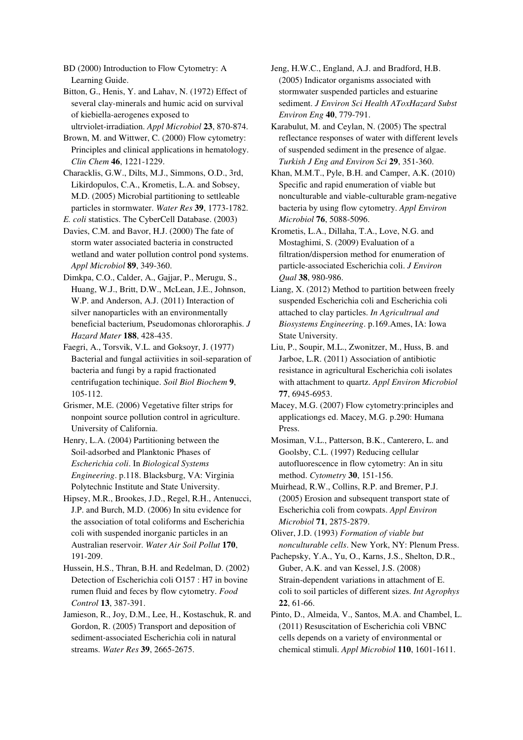BD (2000) Introduction to Flow Cytometry: A Learning Guide.

Bitton, G., Henis, Y. and Lahav, N. (1972) Effect of several clay-minerals and humic acid on survival of kiebiella-aerogenes exposed to ultrviolet-irradiation. *Appl Microbiol* **23**, 870-874.

Brown, M. and Wittwer, C. (2000) Flow cytometry: Principles and clinical applications in hematology. *Clin Chem* **46**, 1221-1229.

Characklis, G.W., Dilts, M.J., Simmons, O.D., 3rd, Likirdopulos, C.A., Krometis, L.A. and Sobsey, M.D. (2005) Microbial partitioning to settleable particles in stormwater. *Water Res* **39**, 1773-1782.

*E. coli* statistics. The CyberCell Database. (2003)

Davies, C.M. and Bavor, H.J. (2000) The fate of storm water associated bacteria in constructed wetland and water pollution control pond systems. *Appl Microbiol* **89**, 349-360.

Dimkpa, C.O., Calder, A., Gajjar, P., Merugu, S., Huang, W.J., Britt, D.W., McLean, J.E., Johnson, W.P. and Anderson, A.J. (2011) Interaction of silver nanoparticles with an environmentally beneficial bacterium, Pseudomonas chlororaphis. *J Hazard Mater* **188**, 428-435.

Faegri, A., Torsvik, V.L. and Goksoyr, J. (1977) Bacterial and fungal actiivities in soil-separation of bacteria and fungi by a rapid fractionated centrifugation techinique. *Soil Biol Biochem* **9**, 105-112.

Grismer, M.E. (2006) Vegetative filter strips for nonpoint source pollution control in agriculture. University of California.

Henry, L.A. (2004) Partitioning between the Soil-adsorbed and Planktonic Phases of *Escherichia coli*. In *Biological Systems Engineering*. p.118. Blacksburg, VA: Virginia Polytechnic Institute and State University.

Hipsey, M.R., Brookes, J.D., Regel, R.H., Antenucci, J.P. and Burch, M.D. (2006) In situ evidence for the association of total coliforms and Escherichia coli with suspended inorganic particles in an Australian reservoir. *Water Air Soil Pollut* **170**, 191-209.

Hussein, H.S., Thran, B.H. and Redelman, D. (2002) Detection of Escherichia coli O157 : H7 in bovine rumen fluid and feces by flow cytometry. *Food Control* **13**, 387-391.

Jamieson, R., Joy, D.M., Lee, H., Kostaschuk, R. and Gordon, R. (2005) Transport and deposition of sediment-associated Escherichia coli in natural streams. *Water Res* **39**, 2665-2675.

Jeng, H.W.C., England, A.J. and Bradford, H.B. (2005) Indicator organisms associated with stormwater suspended particles and estuarine sediment. *J Environ Sci Health AToxHazard Subst Environ Eng* **40**, 779-791.

Karabulut, M. and Ceylan, N. (2005) The spectral reflectance responses of water with different levels of suspended sediment in the presence of algae. *Turkish J Eng and Environ Sci* **29**, 351-360.

Khan, M.M.T., Pyle, B.H. and Camper, A.K. (2010) Specific and rapid enumeration of viable but nonculturable and viable-culturable gram-negative bacteria by using flow cytometry. *Appl Environ Microbiol* **76**, 5088-5096.

Krometis, L.A., Dillaha, T.A., Love, N.G. and Mostaghimi, S. (2009) Evaluation of a filtration/dispersion method for enumeration of particle-associated Escherichia coli. *J Environ Qual* **38**, 980-986.

Liang, X. (2012) Method to partition between freely suspended Escherichia coli and Escherichia coli attached to clay particles. *In Agricultrual and Biosystems Engineering*. p.169.Ames, IA: Iowa State University.

Liu, P., Soupir, M.L., Zwonitzer, M., Huss, B. and Jarboe, L.R. (2011) Association of antibiotic resistance in agricultural Escherichia coli isolates with attachment to quartz. *Appl Environ Microbiol* **77**, 6945-6953.

Macey, M.G. (2007) Flow cytometry:principles and applicationgs ed. Macey, M.G. p.290: Humana Press.

Mosiman, V.L., Patterson, B.K., Canterero, L. and Goolsby, C.L. (1997) Reducing cellular autofluorescence in flow cytometry: An in situ method. *Cytometry* **30**, 151-156.

Muirhead, R.W., Collins, R.P. and Bremer, P.J. (2005) Erosion and subsequent transport state of Escherichia coli from cowpats. *Appl Environ Microbiol* **71**, 2875-2879.

Oliver, J.D. (1993) *Formation of viable but nonculturable cells*. New York, NY: Plenum Press.

Pachepsky, Y.A., Yu, O., Karns, J.S., Shelton, D.R., Guber, A.K. and van Kessel, J.S. (2008) Strain-dependent variations in attachment of E. coli to soil particles of different sizes. *Int Agrophys* **22**, 61-66.

Pinto, D., Almeida, V., Santos, M.A. and Chambel, L. (2011) Resuscitation of Escherichia coli VBNC cells depends on a variety of environmental or chemical stimuli. *Appl Microbiol* **110**, 1601-1611.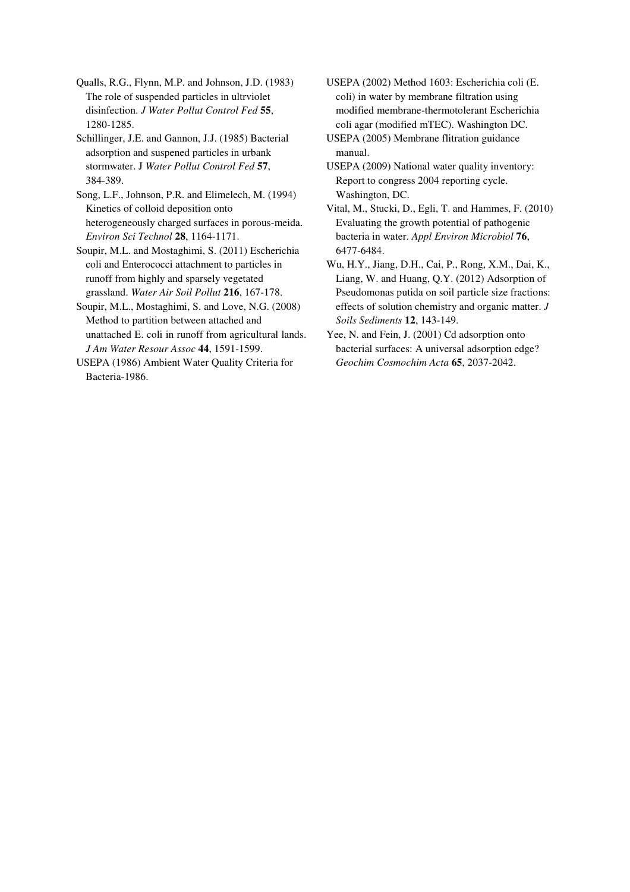Qualls, R.G., Flynn, M.P. and Johnson, J.D. (1983) The role of suspended particles in ultrviolet disinfection. *J Water Pollut Control Fed* **55**, 1280-1285.

Schillinger, J.E. and Gannon, J.J. (1985) Bacterial adsorption and suspened particles in urbank stormwater. J *Water Pollut Control Fed* **57**, 384-389.

Song, L.F., Johnson, P.R. and Elimelech, M. (1994) Kinetics of colloid deposition onto heterogeneously charged surfaces in porous-meida. *Environ Sci Technol* **28**, 1164-1171.

Soupir, M.L. and Mostaghimi, S. (2011) Escherichia coli and Enterococci attachment to particles in runoff from highly and sparsely vegetated grassland. *Water Air Soil Pollut* **216**, 167-178.

Soupir, M.L., Mostaghimi, S. and Love, N.G. (2008) Method to partition between attached and unattached E. coli in runoff from agricultural lands. *J Am Water Resour Assoc* **44**, 1591-1599.

USEPA (1986) Ambient Water Quality Criteria for Bacteria-1986.

USEPA (2002) Method 1603: Escherichia coli (E. coli) in water by membrane filtration using modified membrane-thermotolerant Escherichia coli agar (modified mTEC). Washington DC.

USEPA (2005) Membrane flitration guidance manual.

USEPA (2009) National water quality inventory: Report to congress 2004 reporting cycle. Washington, DC.

Vital, M., Stucki, D., Egli, T. and Hammes, F. (2010) Evaluating the growth potential of pathogenic bacteria in water. *Appl Environ Microbiol* **76**, 6477-6484.

Wu, H.Y., Jiang, D.H., Cai, P., Rong, X.M., Dai, K., Liang, W. and Huang, Q.Y. (2012) Adsorption of Pseudomonas putida on soil particle size fractions: effects of solution chemistry and organic matter. *J Soils Sediments* **12**, 143-149.

Yee, N. and Fein, J. (2001) Cd adsorption onto bacterial surfaces: A universal adsorption edge? *Geochim Cosmochim Acta* **65**, 2037-2042.